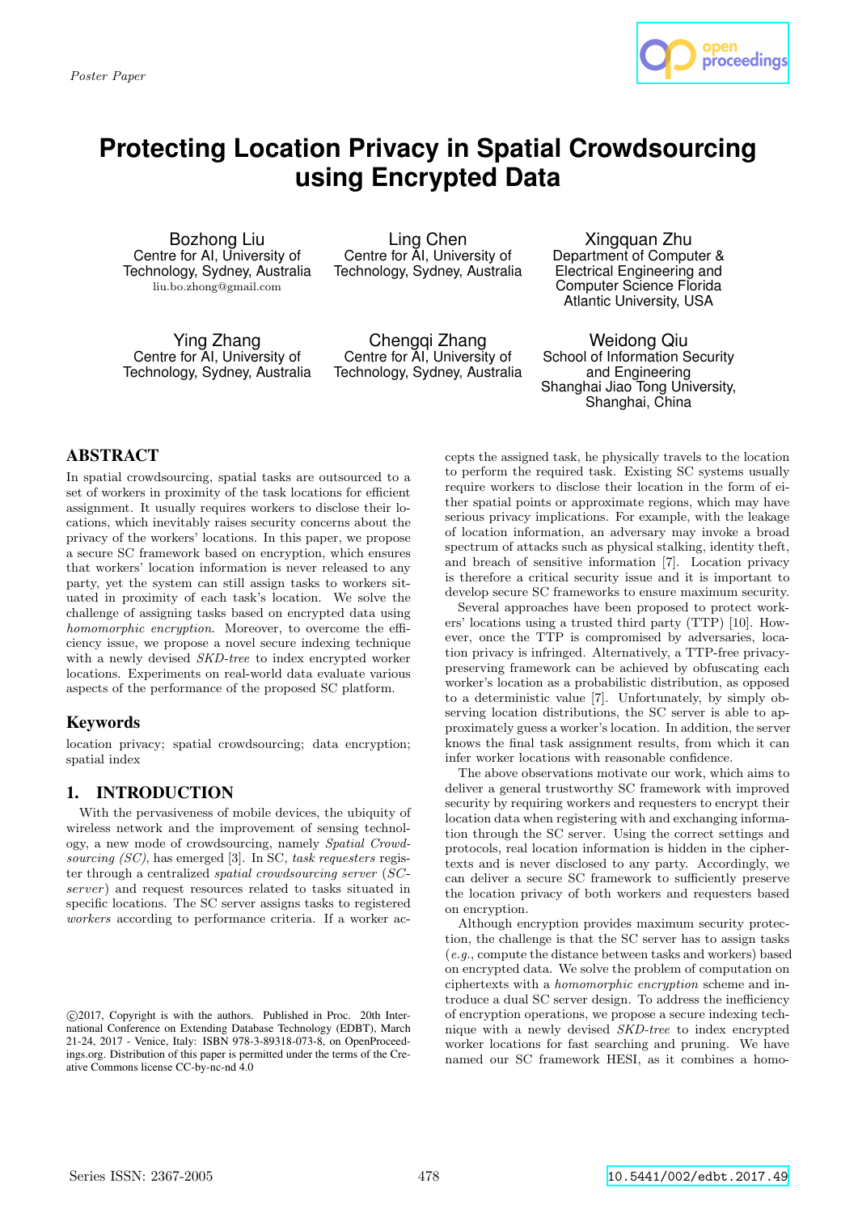Poster Paper

# Protecting Location Privacy in Spatial Crowdsourcing using Encrypted Data

Bozhong Liu
Centre for AI, University of Technology, Sydney, Australia
liu.bo.zhong@gmail.com

Ling Chen
Centre for AI, University of Technology, Sydney, Australia

Xingquan Zhu
Department of Computer & Electrical Engineering and Computer Science Florida Atlantic University, USA

Ying Zhang
Centre for AI, University of Technology, Sydney, Australia

Chengqi Zhang
Centre for AI, University of Technology, Sydney, Australia

Weidong Qiu
School of Information Security and Engineering
Shanghai Jiao Tong University, Shanghai, China

## ABSTRACT

In spatial crowdsourcing, spatial tasks are outsourced to a set of workers in proximity of the task locations for efficient assignment. It usually requires workers to disclose their locations, which inevitably raises security concerns about the privacy of the workers' locations. In this paper, we propose a secure SC framework based on encryption, which ensures that workers' location information is never released to any party, yet the system can still assign tasks to workers situated in proximity of each task's location. We solve the challenge of assigning tasks based on encrypted data using *homomorphic encryption*. Moreover, to overcome the efficiency issue, we propose a novel secure indexing technique with a newly devised *SKD-tree* to index encrypted worker locations. Experiments on real-world data evaluate various aspects of the performance of the proposed SC platform.

### Keywords

location privacy; spatial crowdsourcing; data encryption; spatial index

## 1. INTRODUCTION

With the pervasiveness of mobile devices, the ubiquity of wireless network and the improvement of sensing technology, a new mode of crowdsourcing, namely *Spatial Crowdsourcing (SC)*, has emerged [3]. In SC, *task requesters* register through a centralized *spatial crowdsourcing server* (*SC-server*) and request resources related to tasks situated in specific locations. The SC server assigns tasks to registered *workers* according to performance criteria. If a worker accepts the assigned task, he physically travels to the location to perform the required task. Existing SC systems usually require workers to disclose their location in the form of either spatial points or approximate regions, which may have serious privacy implications. For example, with the leakage of location information, an adversary may invoke a broad spectrum of attacks such as physical stalking, identity theft, and breach of sensitive information [7]. Location privacy is therefore a critical security issue and it is important to develop secure SC frameworks to ensure maximum security.

Several approaches have been proposed to protect workers' locations using a trusted third party (TTP) [10]. However, once the TTP is compromised by adversaries, location privacy is infringed. Alternatively, a TTP-free privacy-preserving framework can be achieved by obfuscating each worker's location as a probabilistic distribution, as opposed to a deterministic value [7]. Unfortunately, by simply observing location distributions, the SC server is able to approximately guess a worker's location. In addition, the server knows the final task assignment results, from which it can infer worker locations with reasonable confidence.

The above observations motivate our work, which aims to deliver a general trustworthy SC framework with improved security by requiring workers and requesters to encrypt their location data when registering with and exchanging information through the SC server. Using the correct settings and protocols, real location information is hidden in the ciphertexts and is never disclosed to any party. Accordingly, we can deliver a secure SC framework to sufficiently preserve the location privacy of both workers and requesters based on encryption.

Although encryption provides maximum security protection, the challenge is that the SC server has to assign tasks (*e.g.*, compute the distance between tasks and workers) based on encrypted data. We solve the problem of computation on ciphertexts with a *homomorphic encryption* scheme and introduce a dual SC server design. To address the inefficiency of encryption operations, we propose a secure indexing technique with a newly devised *SKD-tree* to index encrypted worker locations for fast searching and pruning. We have named our SC framework HESI, as it combines a homo-

©2017, Copyright is with the authors. Published in Proc. 20th International Conference on Extending Database Technology (EDBT), March 21-24, 2017 - Venice, Italy: ISBN 978-3-89318-073-8, on OpenProceedings.org. Distribution of this paper is permitted under the terms of the Creative Commons license CC-by-nc-nd 4.0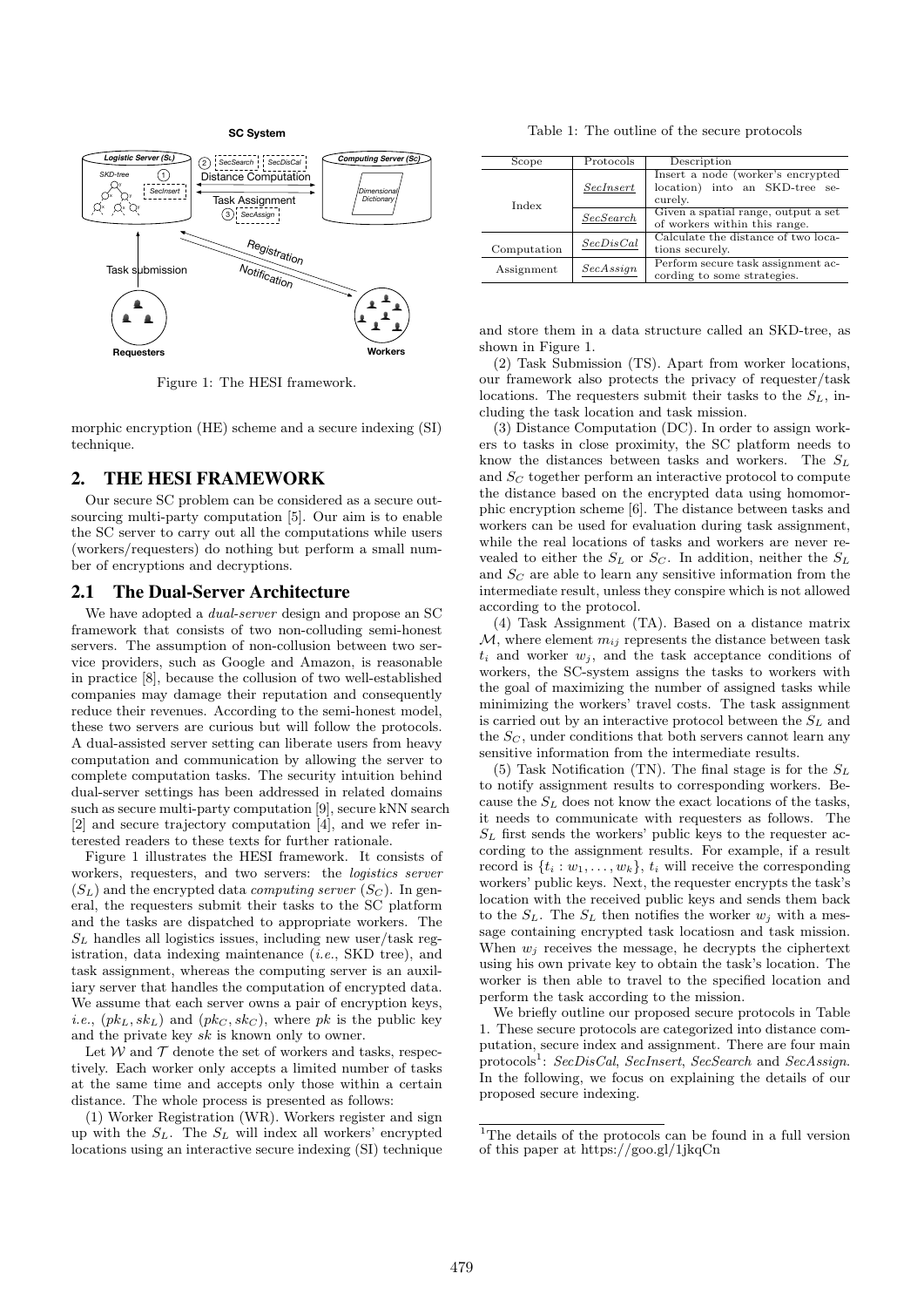Figure 1: The HESI framework.

morphic encryption (HE) scheme and a secure indexing (SI) technique.

## 2. THE HESI FRAMEWORK

Our secure SC problem can be considered as a secure outsourcing multi-party computation [5]. Our aim is to enable the SC server to carry out all the computations while users (workers/requesters) do nothing but perform a small number of encryptions and decryptions.

### 2.1 The Dual-Server Architecture

We have adopted a *dual-server* design and propose an SC framework that consists of two non-colluding semi-honest servers. The assumption of non-collusion between two service providers, such as Google and Amazon, is reasonable in practice [8], because the collusion of two well-established companies may damage their reputation and consequently reduce their revenues. According to the semi-honest model, these two servers are curious but will follow the protocols. A dual-assisted server setting can liberate users from heavy computation and communication by allowing the server to complete computation tasks. The security intuition behind dual-server settings has been addressed in related domains such as secure multi-party computation [9], secure kNN search [2] and secure trajectory computation [4], and we refer interested readers to these texts for further rationale.

Figure 1 illustrates the HESI framework. It consists of workers, requesters, and two servers: the *logistics server* ($S_L$) and the encrypted data *computing server* ($S_C$). In general, the requesters submit their tasks to the SC platform and the tasks are dispatched to appropriate workers. The $S_L$ handles all logistics issues, including new user/task registration, data indexing maintenance (*i.e.*, SKD tree), and task assignment, whereas the computing server is an auxiliary server that handles the computation of encrypted data. We assume that each server owns a pair of encryption keys, *i.e.*, $(pk_L, sk_L)$ and $(pk_C, sk_C)$, where $pk$ is the public key and the private key $sk$ is known only to owner.

Let $\mathcal{W}$ and $\mathcal{T}$ denote the set of workers and tasks, respectively. Each worker only accepts a limited number of tasks at the same time and accepts only those within a certain distance. The whole process is presented as follows:

(1) Worker Registration (WR). Workers register and sign up with the $S_L$. The $S_L$ will index all workers' encrypted locations using an interactive secure indexing (SI) technique and store them in a data structure called an SKD-tree, as shown in Figure 1.

(2) Task Submission (TS). Apart from worker locations, our framework also protects the privacy of requester/task locations. The requesters submit their tasks to the $S_L$, including the task location and task mission.

(3) Distance Computation (DC). In order to assign workers to tasks in close proximity, the SC platform needs to know the distances between tasks and workers. The $S_L$ and $S_C$ together perform an interactive protocol to compute the distance based on the encrypted data using homomorphic encryption scheme [6]. The distance between tasks and workers can be used for evaluation during task assignment, while the real locations of tasks and workers are never revealed to either the $S_L$ or $S_C$. In addition, neither the $S_L$ and $S_C$ are able to learn any sensitive information from the intermediate result, unless they conspire which is not allowed according to the protocol.

(4) Task Assignment (TA). Based on a distance matrix $\mathcal{M}$, where element $m_{ij}$ represents the distance between task $t_i$ and worker $w_j$, and the task acceptance conditions of workers, the SC-system assigns the tasks to workers with the goal of maximizing the number of assigned tasks while minimizing the workers' travel costs. The task assignment is carried out by an interactive protocol between the $S_L$ and the $S_C$, under conditions that both servers cannot learn any sensitive information from the intermediate results.

(5) Task Notification (TN). The final stage is for the $S_L$ to notify assignment results to corresponding workers. Because the $S_L$ does not know the exact locations of the tasks, it needs to communicate with requesters as follows. The $S_L$ first sends the workers' public keys to the requester according to the assignment results. For example, if a result record is $\{t_i : w_1, \ldots, w_k\}$, $t_i$ will receive the corresponding workers' public keys. Next, the requester encrypts the task's location with the received public keys and sends them back to the $S_L$. The $S_L$ then notifies the worker $w_j$ with a message containing encrypted task locatiosn and task mission. When $w_j$ receives the message, he decrypts the ciphertext using his own private key to obtain the task's location. The worker is then able to travel to the specified location and perform the task according to the mission.

We briefly outline our proposed secure protocols in Table 1. These secure protocols are categorized into distance computation, secure index and assignment. There are four main protocols[1]: *SecDisCal*, *SecInsert*, *SecSearch* and *SecAssign*. In the following, we focus on explaining the details of our proposed secure indexing.

Table 1: The outline of the secure protocols

| Scope | Protocols | Description |
|---|---|---|
| Index | *SecInsert* | Insert a node (worker's encrypted location) into an SKD-tree securely. |
| | *SecSearch* | Given a spatial range, output a set of workers within this range. |
| Computation | *SecDisCal* | Calculate the distance of two locations securely. |
| Assignment | *SecAssign* | Perform secure task assignment according to some strategies. |

[1] The details of the protocols can be found in a full version of this paper at https://goo.gl/1jkqCn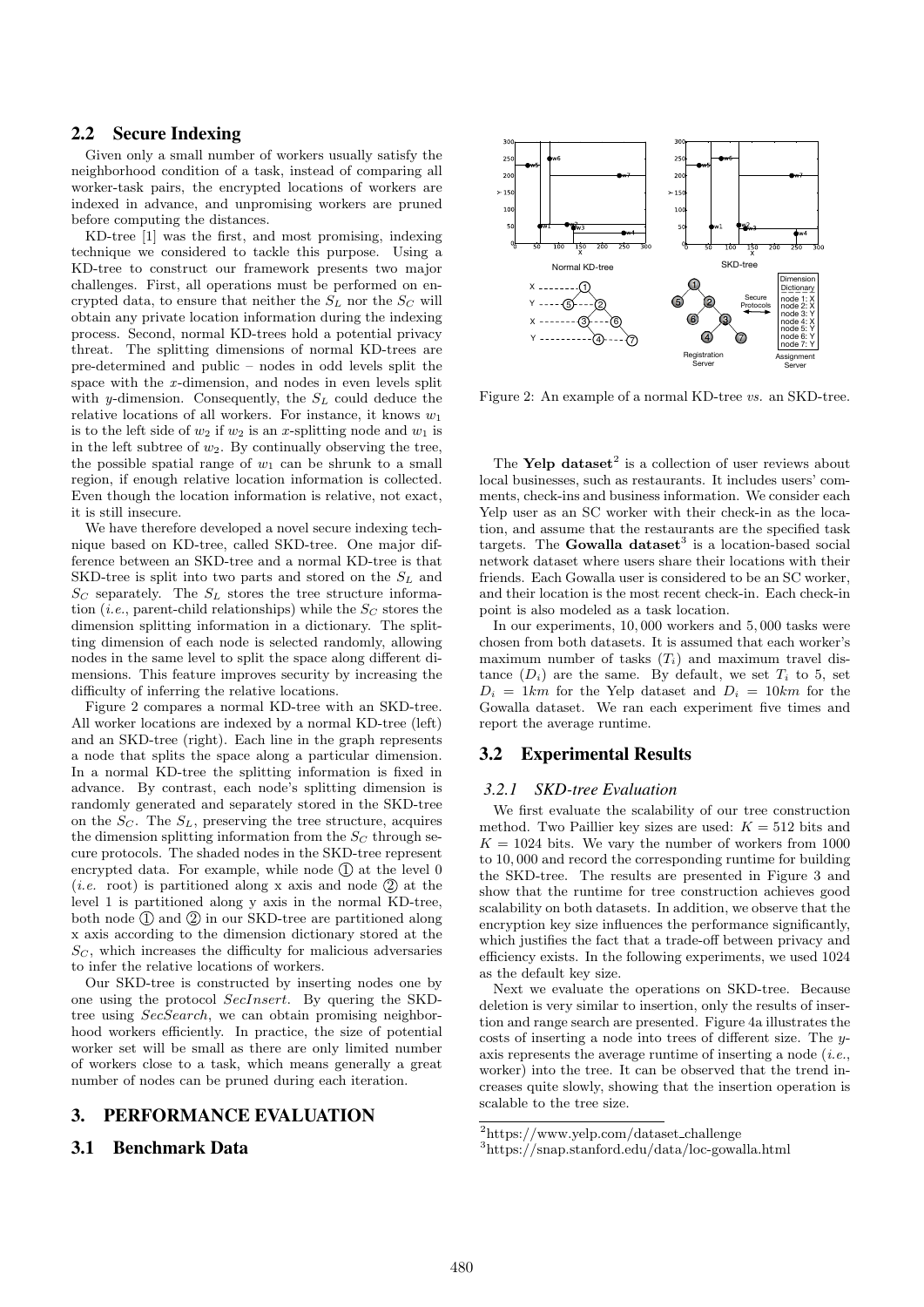## 2.2 Secure Indexing

Given only a small number of workers usually satisfy the neighborhood condition of a task, instead of comparing all worker-task pairs, the encrypted locations of workers are indexed in advance, and unpromising workers are pruned before computing the distances.

KD-tree [1] was the first, and most promising, indexing technique we considered to tackle this purpose. Using a KD-tree to construct our framework presents two major challenges. First, all operations must be performed on encrypted data, to ensure that neither the $S_L$ nor the $S_C$ will obtain any private location information during the indexing process. Second, normal KD-trees hold a potential privacy threat. The splitting dimensions of normal KD-trees are pre-determined and public – nodes in odd levels split the space with the $x$-dimension, and nodes in even levels split with $y$-dimension. Consequently, the $S_L$ could deduce the relative locations of all workers. For instance, it knows $w_1$ is to the left side of $w_2$ if $w_2$ is an $x$-splitting node and $w_1$ is in the left subtree of $w_2$. By continually observing the tree, the possible spatial range of $w_1$ can be shrunk to a small region, if enough relative location information is collected. Even though the location information is relative, not exact, it is still insecure.

We have therefore developed a novel secure indexing technique based on KD-tree, called SKD-tree. One major difference between an SKD-tree and a normal KD-tree is that SKD-tree is split into two parts and stored on the $S_L$ and $S_C$ separately. The $S_L$ stores the tree structure information (*i.e.*, parent-child relationships) while the $S_C$ stores the dimension splitting information in a dictionary. The splitting dimension of each node is selected randomly, allowing nodes in the same level to split the space along different dimensions. This feature improves security by increasing the difficulty of inferring the relative locations.

Figure 2 compares a normal KD-tree with an SKD-tree. All worker locations are indexed by a normal KD-tree (left) and an SKD-tree (right). Each line in the graph represents a node that splits the space along a particular dimension. In a normal KD-tree the splitting information is fixed in advance. By contrast, each node's splitting dimension is randomly generated and separately stored in the SKD-tree on the $S_C$. The $S_L$, preserving the tree structure, acquires the dimension splitting information from the $S_C$ through secure protocols. The shaded nodes in the SKD-tree represent encrypted data. For example, while node ① at the level 0 (*i.e.* root) is partitioned along x axis and node ② at the level 1 is partitioned along y axis in the normal KD-tree, both node ① and ② in our SKD-tree are partitioned along x axis according to the dimension dictionary stored at the $S_C$, which increases the difficulty for malicious adversaries to infer the relative locations of workers.

Our SKD-tree is constructed by inserting nodes one by one using the protocol *SecInsert*. By quering the SKD-tree using *SecSearch*, we can obtain promising neighborhood workers efficiently. In practice, the size of potential worker set will be small as there are only limited number of workers close to a task, which means generally a great number of nodes can be pruned during each iteration.

Figure 2: An example of a normal KD-tree *vs.* an SKD-tree.

# 3. PERFORMANCE EVALUATION

## 3.1 Benchmark Data

The **Yelp dataset**[2] is a collection of user reviews about local businesses, such as restaurants. It includes users' comments, check-ins and business information. We consider each Yelp user as an SC worker with their check-in as the location, and assume that the restaurants are the specified task targets. The **Gowalla dataset**[3] is a location-based social network dataset where users share their locations with their friends. Each Gowalla user is considered to be an SC worker, and their location is the most recent check-in. Each check-in point is also modeled as a task location.

In our experiments, 10,000 workers and 5,000 tasks were chosen from both datasets. It is assumed that each worker's maximum number of tasks ($T_i$) and maximum travel distance ($D_i$) are the same. By default, we set $T_i$ to 5, set $D_i = 1km$ for the Yelp dataset and $D_i = 10km$ for the Gowalla dataset. We ran each experiment five times and report the average runtime.

## 3.2 Experimental Results

### 3.2.1 SKD-tree Evaluation

We first evaluate the scalability of our tree construction method. Two Paillier key sizes are used: $K = 512$ bits and $K = 1024$ bits. We vary the number of workers from 1000 to 10,000 and record the corresponding runtime for building the SKD-tree. The results are presented in Figure 3 and show that the runtime for tree construction achieves good scalability on both datasets. In addition, we observe that the encryption key size influences the performance significantly, which justifies the fact that a trade-off between privacy and efficiency exists. In the following experiments, we used 1024 as the default key size.

Next we evaluate the operations on SKD-tree. Because deletion is very similar to insertion, only the results of insertion and range search are presented. Figure 4a illustrates the costs of inserting a node into trees of different size. The $y$-axis represents the average runtime of inserting a node (*i.e.*, worker) into the tree. It can be observed that the trend increases quite slowly, showing that the insertion operation is scalable to the tree size.

[2] https://www.yelp.com/dataset_challenge

[3] https://snap.stanford.edu/data/loc-gowalla.html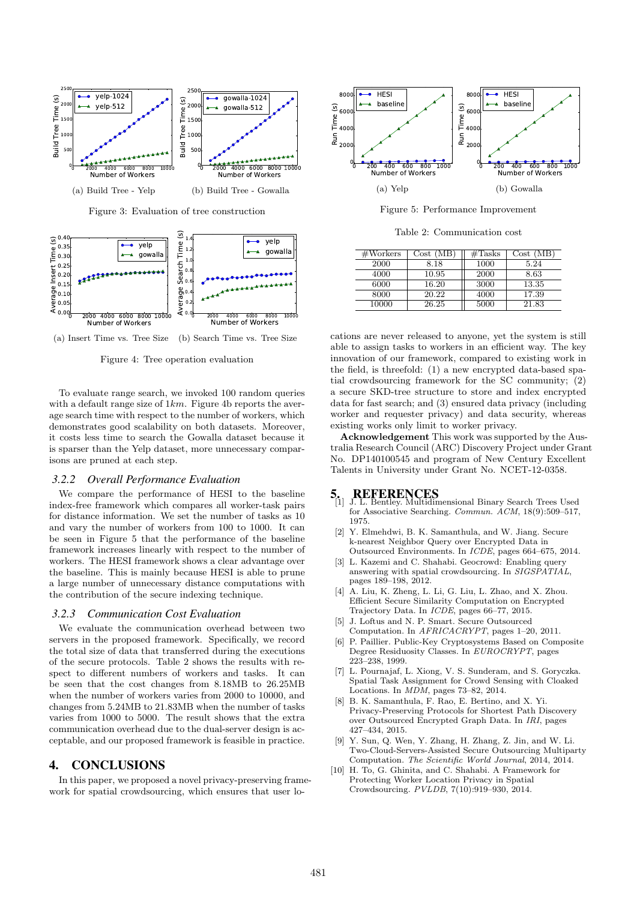Build Tree Time (s)
2500
2000
1500
1000
500
0
0 2000 4000 6000 8000 10000
Number of Workers
yelp-1024
yelp-512

(a) Build Tree - Yelp

Build Tree Time (s)
2500
2000
1500
1000
500
0
0 2000 4000 6000 8000 10000
Number of Workers
gowalla-1024
gowalla-512

(b) Build Tree - Gowalla

Figure 3: Evaluation of tree construction

Average Insert Time (s)
0.40
0.35
0.30
0.25
0.20
0.15
0.10
0.05
0.00
2000 4000 6000 8000 10000
Number of Workers
yelp
gowalla

(a) Insert Time vs. Tree Size

Average Search Time (s)
1.4
1.2
1.0
0.8
0.6
0.4
0.2
0.0
2000 4000 6000 8000 10000
Number of Workers
yelp
gowalla

(b) Search Time vs. Tree Size

Figure 4: Tree operation evaluation

To evaluate range search, we invoked 100 random queries with a default range size of $1km$. Figure 4b reports the average search time with respect to the number of workers, which demonstrates good scalability on both datasets. Moreover, it costs less time to search the Gowalla dataset because it is sparser than the Yelp dataset, more unnecessary comparisons are pruned at each step.

### 3.2.2 Overall Performance Evaluation

We compare the performance of HESI to the baseline index-free framework which compares all worker-task pairs for distance information. We set the number of tasks as 10 and vary the number of workers from 100 to 1000. It can be seen in Figure 5 that the performance of the baseline framework increases linearly with respect to the number of workers. The HESI framework shows a clear advantage over the baseline. This is mainly because HESI is able to prune a large number of unnecessary distance computations with the contribution of the secure indexing technique.

### 3.2.3 Communication Cost Evaluation

We evaluate the communication overhead between two servers in the proposed framework. Specifically, we record the total size of data that transferred during the executions of the secure protocols. Table 2 shows the results with respect to different numbers of workers and tasks. It can be seen that the cost changes from 8.18MB to 26.25MB when the number of workers varies from 2000 to 10000, and changes from 5.24MB to 21.83MB when the number of tasks varies from 1000 to 5000. The result shows that the extra communication overhead due to the dual-server design is acceptable, and our proposed framework is feasible in practice.

## 4. CONCLUSIONS

In this paper, we proposed a novel privacy-preserving framework for spatial crowdsourcing, which ensures that user locations are never released to anyone, yet the system is still able to assign tasks to workers in an efficient way. The key innovation of our framework, compared to existing work in the field, is threefold: (1) a new encrypted data-based spatial crowdsourcing framework for the SC community; (2) a secure SKD-tree structure to store and index encrypted data for fast search; and (3) ensured data privacy (including worker and requester privacy) and data security, whereas existing works only limit to worker privacy.

**Acknowledgement** This work was supported by the Australia Research Council (ARC) Discovery Project under Grant No. DP140100545 and program of New Century Excellent Talents in University under Grant No. NCET-12-0358.

Run Time (s)
8000
6000
4000
2000
0
0 200 400 600 800 1000
Number of Workers
HESI
baseline

(a) Yelp

Run Time (s)
8000
6000
4000
2000
0
0 200 400 600 800 1000
Number of Workers
HESI
baseline

(b) Gowalla

Figure 5: Performance Improvement

Table 2: Communication cost

| #Workers | Cost (MB) | #Tasks | Cost (MB) |
|---|---|---|---|
| 2000 | 8.18 | 1000 | 5.24 |
| 4000 | 10.95 | 2000 | 8.63 |
| 6000 | 16.20 | 3000 | 13.35 |
| 8000 | 20.22 | 4000 | 17.39 |
| 10000 | 26.25 | 5000 | 21.83 |

## 5. REFERENCES

[1] J. L. Bentley. Multidimensional Binary Search Trees Used for Associative Searching. *Commun. ACM*, 18(9):509–517, 1975.

[2] Y. Elmehdwi, B. K. Samanthula, and W. Jiang. Secure k-nearest Neighbor Query over Encrypted Data in Outsourced Environments. In *ICDE*, pages 664–675, 2014.

[3] L. Kazemi and C. Shahabi. Geocrowd: Enabling query answering with spatial crowdsourcing. In *SIGSPATIAL*, pages 189–198, 2012.

[4] A. Liu, K. Zheng, L. Li, G. Liu, L. Zhao, and X. Zhou. Efficient Secure Similarity Computation on Encrypted Trajectory Data. In *ICDE*, pages 66–77, 2015.

[5] J. Loftus and N. P. Smart. Secure Outsourced Computation. In *AFRICACRYPT*, pages 1–20, 2011.

[6] P. Paillier. Public-Key Cryptosystems Based on Composite Degree Residuosity Classes. In *EUROCRYPT*, pages 223–238, 1999.

[7] L. Pournajaf, L. Xiong, V. S. Sunderam, and S. Goryczka. Spatial Task Assignment for Crowd Sensing with Cloaked Locations. In *MDM*, pages 73–82, 2014.

[8] B. K. Samanthula, F. Rao, E. Bertino, and X. Yi. Privacy-Preserving Protocols for Shortest Path Discovery over Outsourced Encrypted Graph Data. In *IRI*, pages 427–434, 2015.

[9] Y. Sun, Q. Wen, Y. Zhang, H. Zhang, Z. Jin, and W. Li. Two-Cloud-Servers-Assisted Secure Outsourcing Multiparty Computation. *The Scientific World Journal*, 2014, 2014.

[10] H. To, G. Ghinita, and C. Shahabi. A Framework for Protecting Worker Location Privacy in Spatial Crowdsourcing. *PVLDB*, 7(10):919–930, 2014.